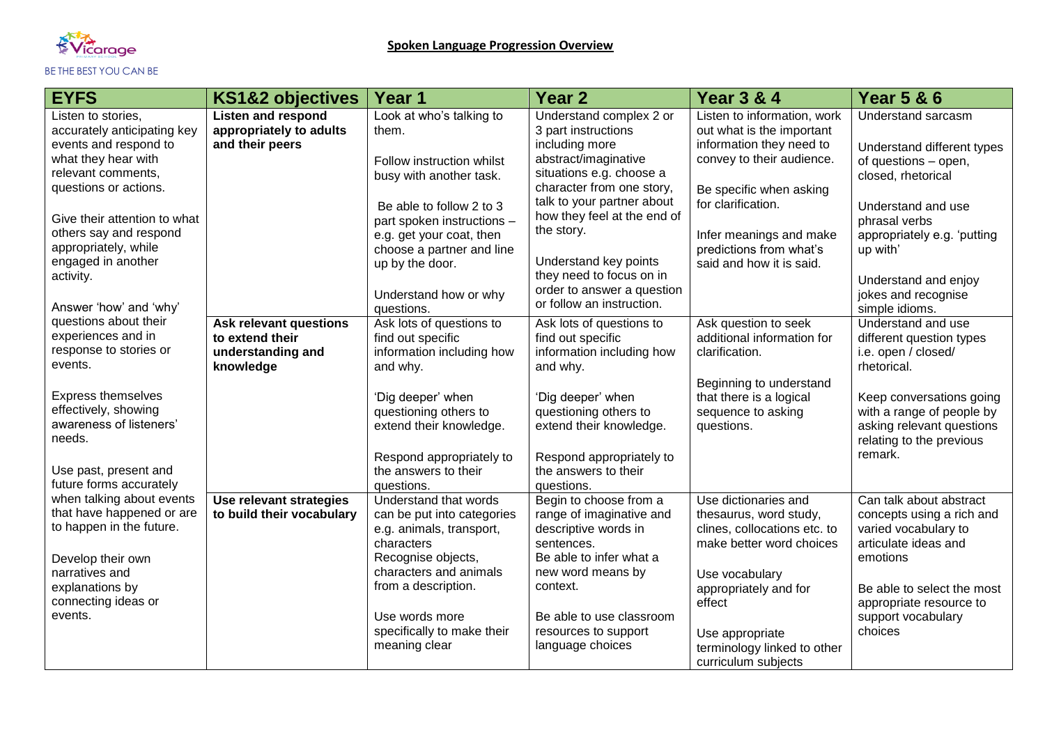Vicarage

BE THE BEST YOU CAN BE

# Spoken Language Progression Overview

| EYFS | KS1&2 objectives | Year 1 | Year 2 | Year 3 & 4 | Year 5 & 6 |
|---|---|---|---|---|---|
| Listen to stories, accurately anticipating key events and respond to what they hear with relevant comments, questions or actions.<br><br>Give their attention to what others say and respond appropriately, while engaged in another activity.<br><br>Answer 'how' and 'why' questions about their experiences and in response to stories or events.<br><br>Express themselves effectively, showing awareness of listeners' needs.<br><br>Use past, present and future forms accurately when talking about events that have happened or are to happen in the future.<br><br>Develop their own narratives and explanations by connecting ideas or events. | **Listen and respond appropriately to adults and their peers** | Look at who's talking to them.<br><br>Follow instruction whilst busy with another task.<br><br>Be able to follow 2 to 3 part spoken instructions – e.g. get your coat, then choose a partner and line up by the door.<br><br>Understand how or why questions. | Understand complex 2 or 3 part instructions including more abstract/imaginative situations e.g. choose a character from one story, talk to your partner about how they feel at the end of the story.<br><br>Understand key points they need to focus on in order to answer a question or follow an instruction. | Listen to information, work out what is the important information they need to convey to their audience.<br><br>Be specific when asking for clarification.<br><br>Infer meanings and make predictions from what's said and how it is said. | Understand sarcasm<br><br>Understand different types of questions – open, closed, rhetorical<br><br>Understand and use phrasal verbs appropriately e.g. 'putting up with'<br><br>Understand and enjoy jokes and recognise simple idioms. |
| | **Ask relevant questions to extend their understanding and knowledge** | Ask lots of questions to find out specific information including how and why.<br><br>'Dig deeper' when questioning others to extend their knowledge.<br><br>Respond appropriately to the answers to their questions. | Ask lots of questions to find out specific information including how and why.<br><br>'Dig deeper' when questioning others to extend their knowledge.<br><br>Respond appropriately to the answers to their questions. | Ask question to seek additional information for clarification.<br><br>Beginning to understand that there is a logical sequence to asking questions. | Understand and use different question types i.e. open / closed/ rhetorical.<br><br>Keep conversations going with a range of people by asking relevant questions relating to the previous remark. |
| | **Use relevant strategies to build their vocabulary** | Understand that words can be put into categories e.g. animals, transport, characters<br>Recognise objects, characters and animals from a description.<br><br>Use words more specifically to make their meaning clear | Begin to choose from a range of imaginative and descriptive words in sentences.<br>Be able to infer what a new word means by context.<br><br>Be able to use classroom resources to support language choices | Use dictionaries and thesaurus, word study, clines, collocations etc. to make better word choices<br><br>Use vocabulary appropriately and for effect<br><br>Use appropriate terminology linked to other curriculum subjects | Can talk about abstract concepts using a rich and varied vocabulary to articulate ideas and emotions<br><br>Be able to select the most appropriate resource to support vocabulary choices |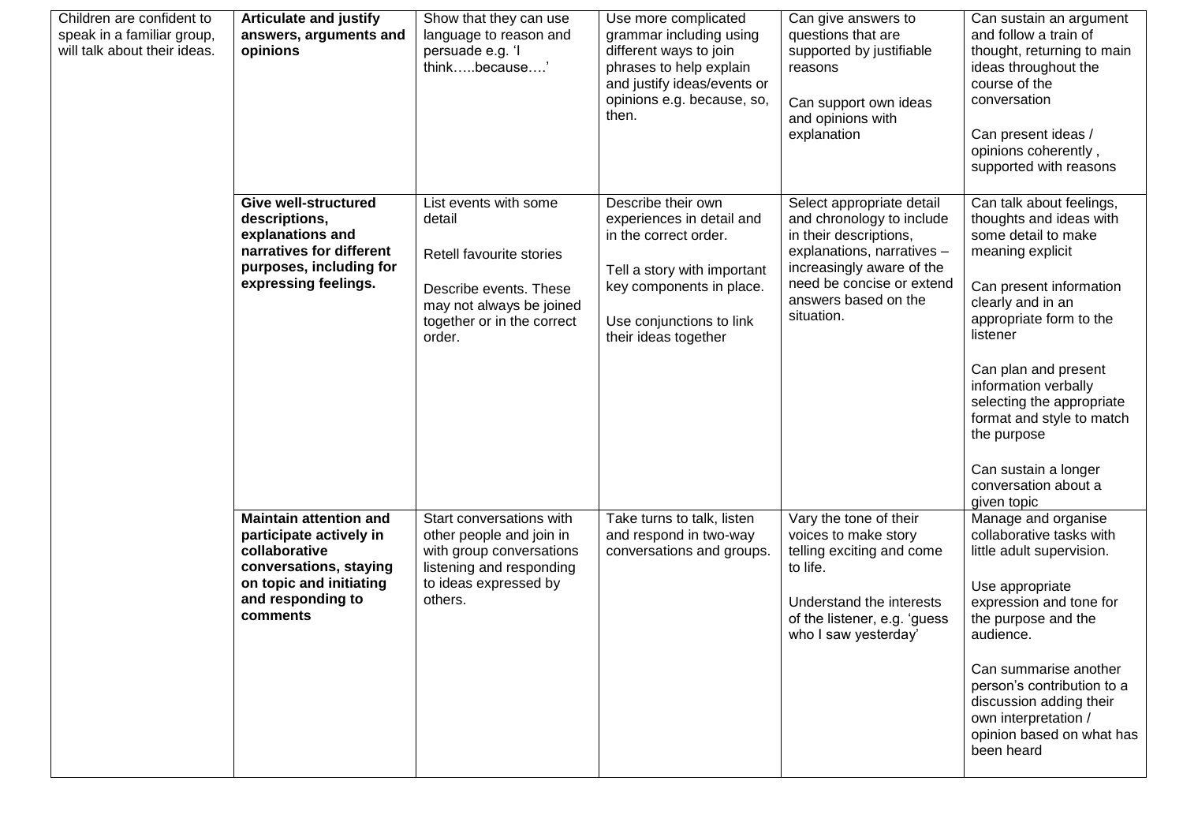| | | | | | |
|---|---|---|---|---|---|
| Children are confident to speak in a familiar group, will talk about their ideas. | **Articulate and justify answers, arguments and opinions** | Show that they can use language to reason and persuade e.g. 'I think…..because….' | Use more complicated grammar including using different ways to join phrases to help explain and justify ideas/events or opinions e.g. because, so, then. | Can give answers to questions that are supported by justifiable reasons<br><br>Can support own ideas and opinions with explanation | Can sustain an argument and follow a train of thought, returning to main ideas throughout the course of the conversation<br><br>Can present ideas / opinions coherently , supported with reasons |
| | **Give well-structured descriptions, explanations and narratives for different purposes, including for expressing feelings.** | List events with some detail<br><br>Retell favourite stories<br><br>Describe events. These may not always be joined together or in the correct order. | Describe their own experiences in detail and in the correct order.<br><br>Tell a story with important key components in place.<br><br>Use conjunctions to link their ideas together | Select appropriate detail and chronology to include in their descriptions, explanations, narratives – increasingly aware of the need be concise or extend answers based on the situation. | Can talk about feelings, thoughts and ideas with some detail to make meaning explicit<br><br>Can present information clearly and in an appropriate form to the listener<br><br>Can plan and present information verbally selecting the appropriate format and style to match the purpose<br><br>Can sustain a longer conversation about a given topic |
| | **Maintain attention and participate actively in collaborative conversations, staying on topic and initiating and responding to comments** | Start conversations with other people and join in with group conversations listening and responding to ideas expressed by others. | Take turns to talk, listen and respond in two-way conversations and groups. | Vary the tone of their voices to make story telling exciting and come to life.<br><br>Understand the interests of the listener, e.g. 'guess who I saw yesterday' | Manage and organise collaborative tasks with little adult supervision.<br><br>Use appropriate expression and tone for the purpose and the audience.<br><br>Can summarise another person's contribution to a discussion adding their own interpretation / opinion based on what has been heard |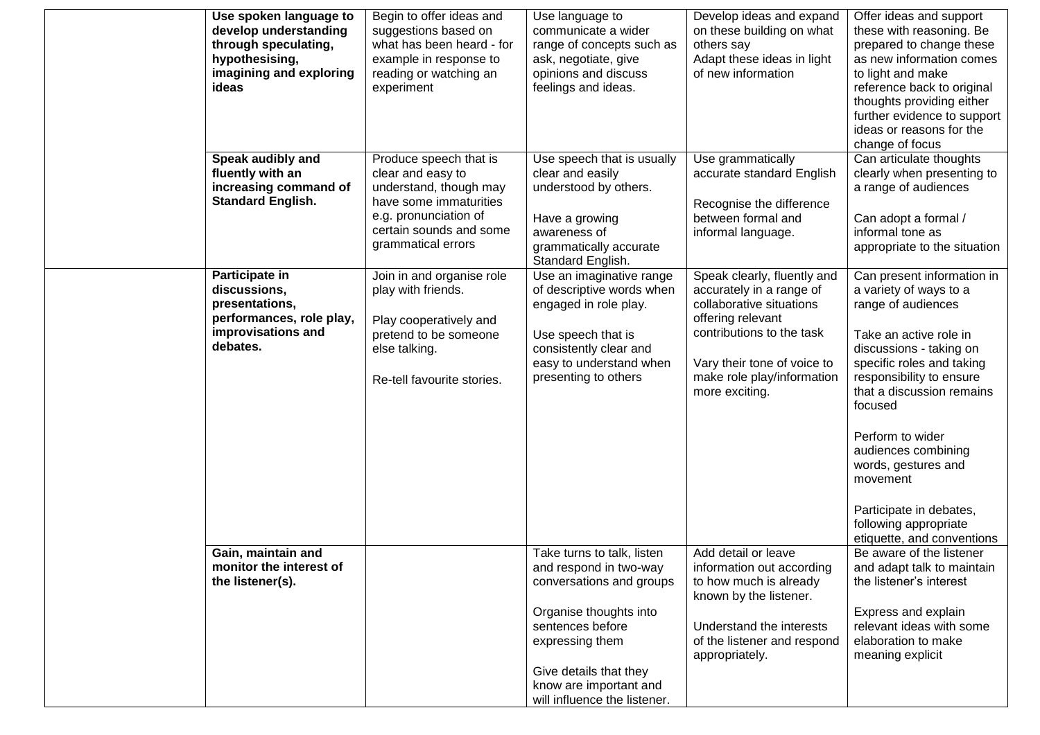| | | | | | |
|---|---|---|---|---|---|
| | **Use spoken language to develop understanding through speculating, hypothesising, imagining and exploring ideas** | Begin to offer ideas and suggestions based on what has been heard - for example in response to reading or watching an experiment | Use language to communicate a wider range of concepts such as ask, negotiate, give opinions and discuss feelings and ideas. | Develop ideas and expand on these building on what others say<br>Adapt these ideas in light of new information | Offer ideas and support these with reasoning. Be prepared to change these as new information comes to light and make reference back to original thoughts providing either further evidence to support ideas or reasons for the change of focus |
| | **Speak audibly and fluently with an increasing command of Standard English.** | Produce speech that is clear and easy to understand, though may have some immaturities e.g. pronunciation of certain sounds and some grammatical errors | Use speech that is usually clear and easily understood by others.<br><br>Have a growing awareness of grammatically accurate Standard English. | Use grammatically accurate standard English<br><br>Recognise the difference between formal and informal language. | Can articulate thoughts clearly when presenting to a range of audiences<br><br>Can adopt a formal / informal tone as appropriate to the situation |
| | **Participate in discussions, presentations, performances, role play, improvisations and debates.** | Join in and organise role play with friends.<br><br>Play cooperatively and pretend to be someone else talking.<br><br>Re-tell favourite stories. | Use an imaginative range of descriptive words when engaged in role play.<br><br>Use speech that is consistently clear and easy to understand when presenting to others | Speak clearly, fluently and accurately in a range of collaborative situations offering relevant contributions to the task<br><br>Vary their tone of voice to make role play/information more exciting. | Can present information in a variety of ways to a range of audiences<br><br>Take an active role in discussions - taking on specific roles and taking responsibility to ensure that a discussion remains focused<br><br>Perform to wider audiences combining words, gestures and movement<br><br>Participate in debates, following appropriate etiquette, and conventions |
| | **Gain, maintain and monitor the interest of the listener(s).** | | Take turns to talk, listen and respond in two-way conversations and groups<br><br>Organise thoughts into sentences before expressing them<br><br>Give details that they know are important and will influence the listener. | Add detail or leave information out according to how much is already known by the listener.<br><br>Understand the interests of the listener and respond appropriately. | Be aware of the listener and adapt talk to maintain the listener's interest<br><br>Express and explain relevant ideas with some elaboration to make meaning explicit |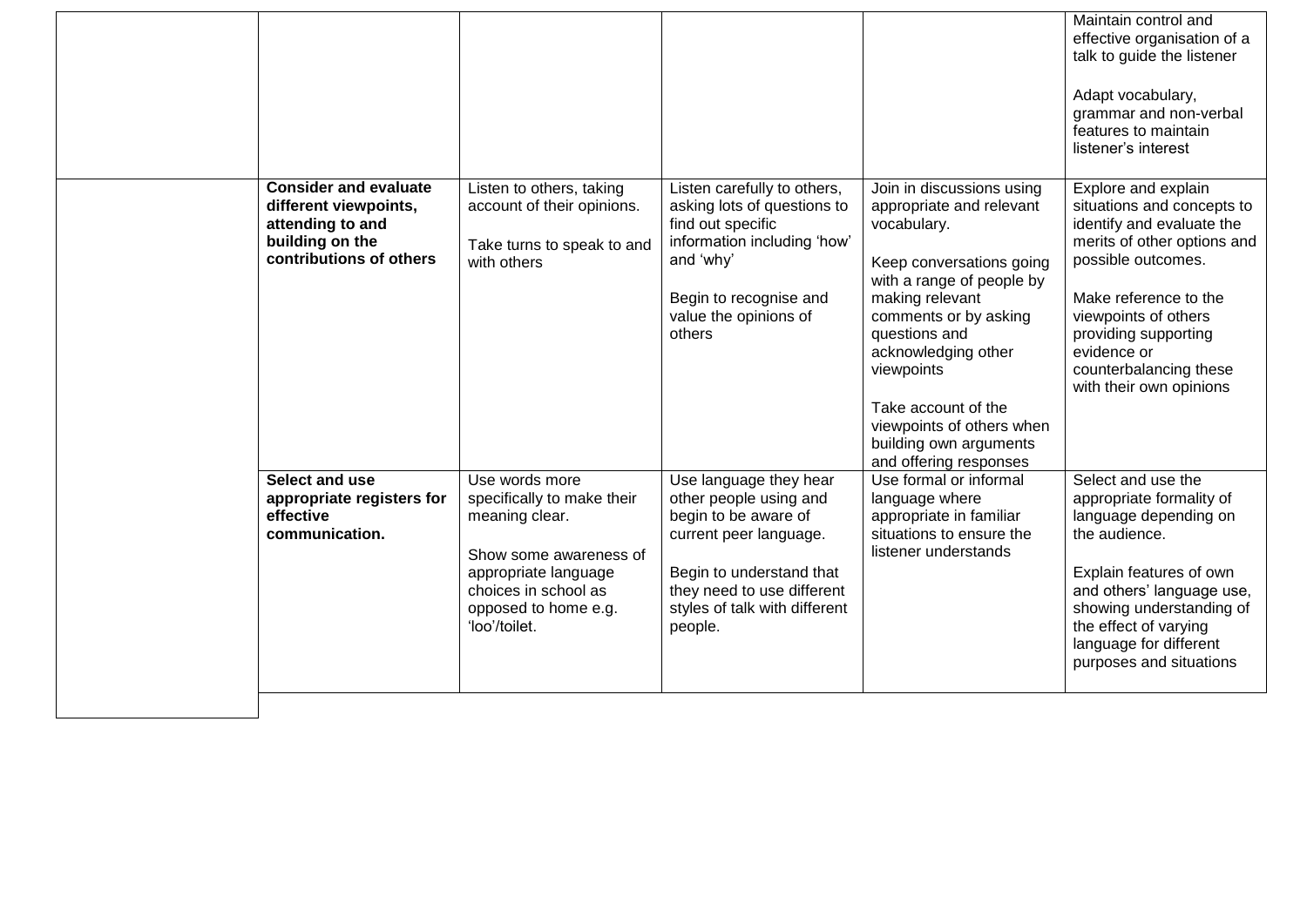| | | | | | |
|---|---|---|---|---|---|
| | | | | | Maintain control and effective organisation of a talk to guide the listener<br><br>Adapt vocabulary, grammar and non-verbal features to maintain listener's interest |
| | **Consider and evaluate different viewpoints, attending to and building on the contributions of others** | Listen to others, taking account of their opinions.<br><br>Take turns to speak to and with others | Listen carefully to others, asking lots of questions to find out specific information including 'how' and 'why'<br><br>Begin to recognise and value the opinions of others | Join in discussions using appropriate and relevant vocabulary.<br><br>Keep conversations going with a range of people by making relevant comments or by asking questions and acknowledging other viewpoints<br><br>Take account of the viewpoints of others when building own arguments and offering responses | Explore and explain situations and concepts to identify and evaluate the merits of other options and possible outcomes.<br><br>Make reference to the viewpoints of others providing supporting evidence or counterbalancing these with their own opinions |
| | **Select and use appropriate registers for effective communication.** | Use words more specifically to make their meaning clear.<br><br>Show some awareness of appropriate language choices in school as opposed to home e.g. 'loo'/toilet. | Use language they hear other people using and begin to be aware of current peer language.<br><br>Begin to understand that they need to use different styles of talk with different people. | Use formal or informal language where appropriate in familiar situations to ensure the listener understands | Select and use the appropriate formality of language depending on the audience.<br><br>Explain features of own and others' language use, showing understanding of the effect of varying language for different purposes and situations |